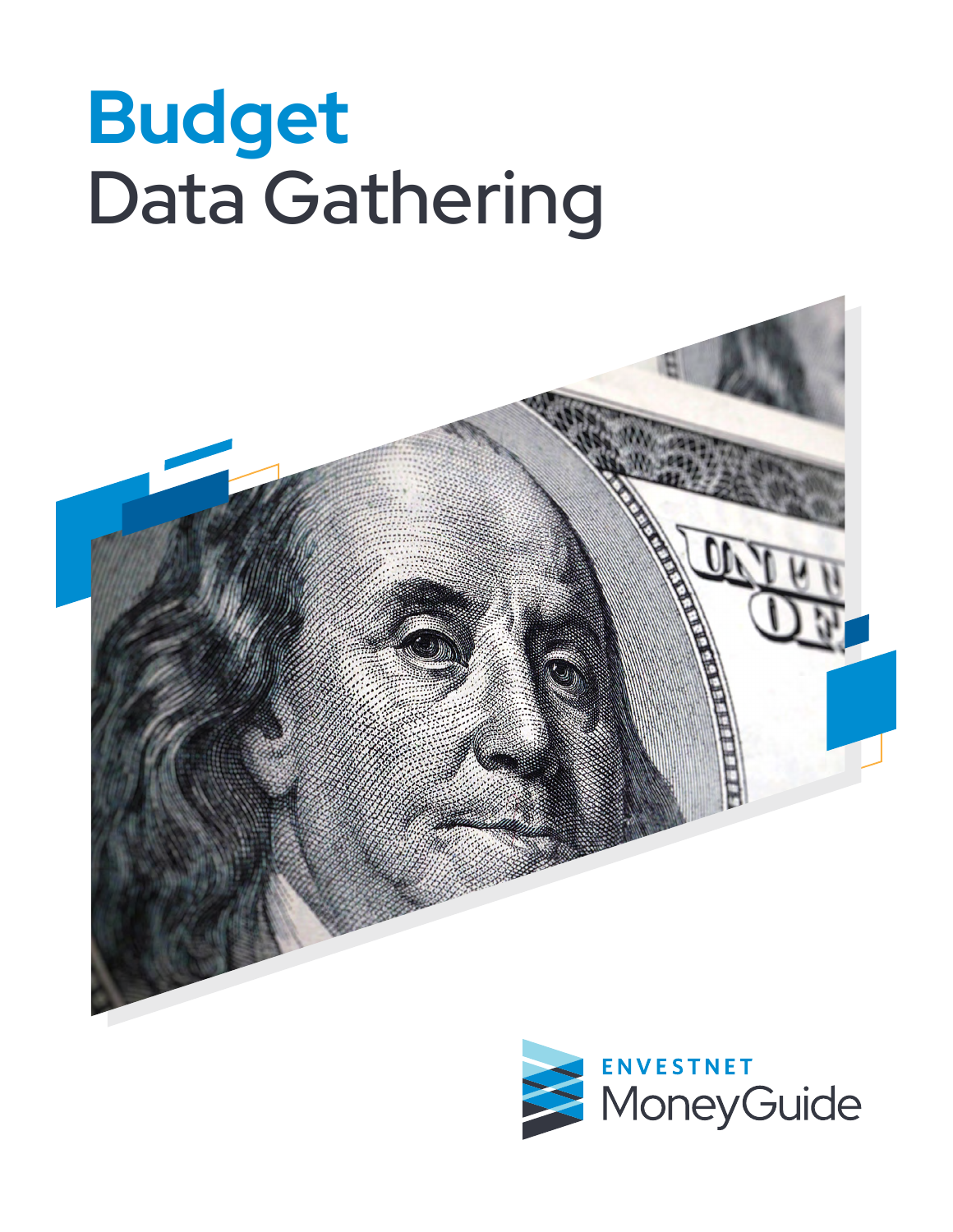# Budget
Data Gathering

ENVESTNET
MoneyGuide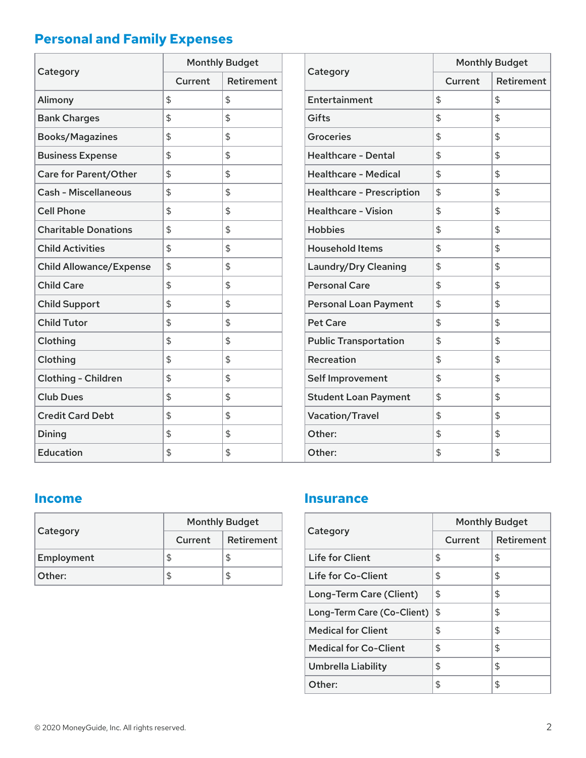## Personal and Family Expenses

| Category | Monthly Budget | |
|---|---|---|
| | Current | Retirement |
| Alimony | $ | $ |
| Bank Charges | $ | $ |
| Books/Magazines | $ | $ |
| Business Expense | $ | $ |
| Care for Parent/Other | $ | $ |
| Cash - Miscellaneous | $ | $ |
| Cell Phone | $ | $ |
| Charitable Donations | $ | $ |
| Child Activities | $ | $ |
| Child Allowance/Expense | $ | $ |
| Child Care | $ | $ |
| Child Support | $ | $ |
| Child Tutor | $ | $ |
| Clothing | $ | $ |
| Clothing | $ | $ |
| Clothing - Children | $ | $ |
| Club Dues | $ | $ |
| Credit Card Debt | $ | $ |
| Dining | $ | $ |
| Education | $ | $ |

| Category | Monthly Budget | |
|---|---|---|
| | Current | Retirement |
| Entertainment | $ | $ |
| Gifts | $ | $ |
| Groceries | $ | $ |
| Healthcare - Dental | $ | $ |
| Healthcare - Medical | $ | $ |
| Healthcare - Prescription | $ | $ |
| Healthcare - Vision | $ | $ |
| Hobbies | $ | $ |
| Household Items | $ | $ |
| Laundry/Dry Cleaning | $ | $ |
| Personal Care | $ | $ |
| Personal Loan Payment | $ | $ |
| Pet Care | $ | $ |
| Public Transportation | $ | $ |
| Recreation | $ | $ |
| Self Improvement | $ | $ |
| Student Loan Payment | $ | $ |
| Vacation/Travel | $ | $ |
| Other: | $ | $ |
| Other: | $ | $ |

## Income

| Category | Monthly Budget | |
|---|---|---|
| | Current | Retirement |
| Employment | $ | $ |
| Other: | $ | $ |

## Insurance

| Category | Monthly Budget | |
|---|---|---|
| | Current | Retirement |
| Life for Client | $ | $ |
| Life for Co-Client | $ | $ |
| Long-Term Care (Client) | $ | $ |
| Long-Term Care (Co-Client) | $ | $ |
| Medical for Client | $ | $ |
| Medical for Co-Client | $ | $ |
| Umbrella Liability | $ | $ |
| Other: | $ | $ |

© 2020 MoneyGuide, Inc. All rights reserved.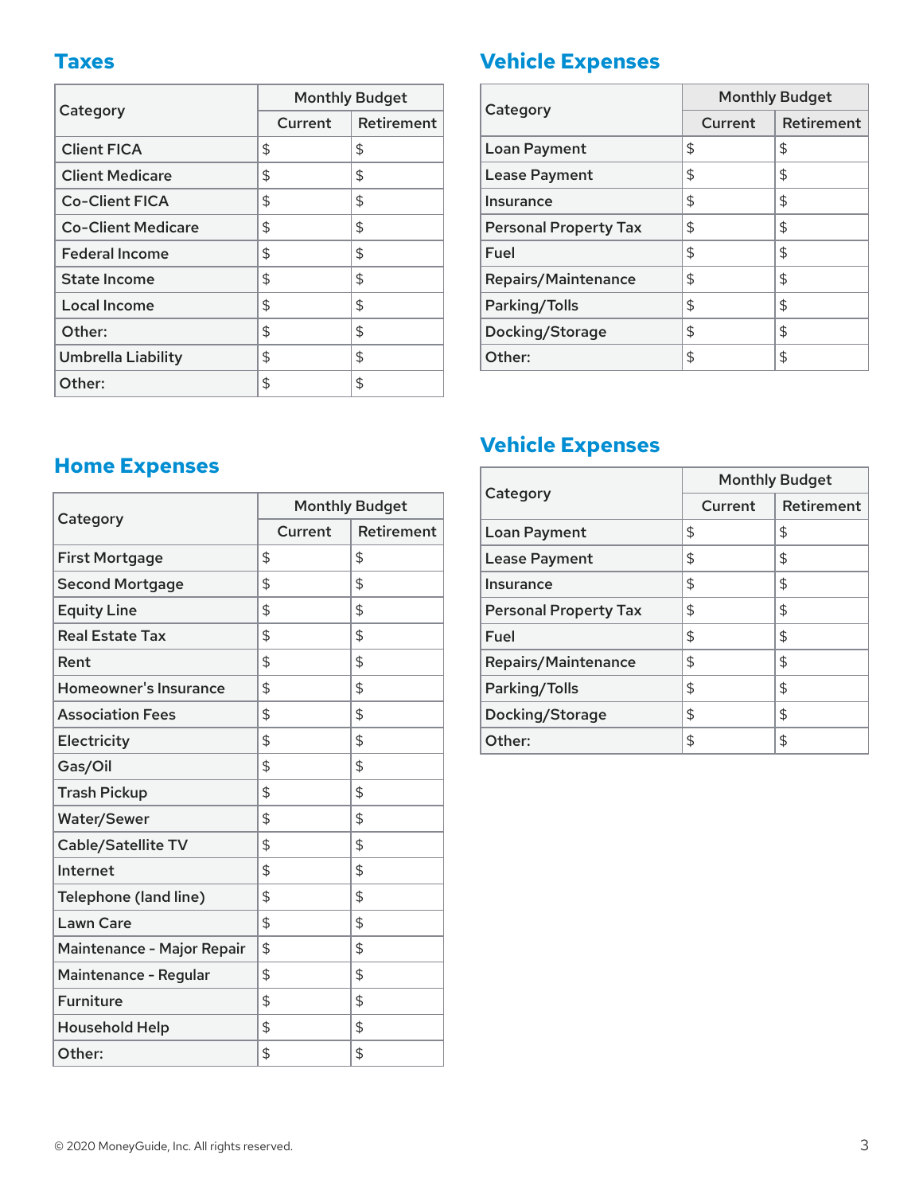## Taxes

| Category | Monthly Budget | |
|---|---|---|
| | Current | Retirement |
| Client FICA | $ | $ |
| Client Medicare | $ | $ |
| Co-Client FICA | $ | $ |
| Co-Client Medicare | $ | $ |
| Federal Income | $ | $ |
| State Income | $ | $ |
| Local Income | $ | $ |
| Other: | $ | $ |
| Umbrella Liability | $ | $ |
| Other: | $ | $ |

## Home Expenses

| Category | Monthly Budget | |
|---|---|---|
| | Current | Retirement |
| First Mortgage | $ | $ |
| Second Mortgage | $ | $ |
| Equity Line | $ | $ |
| Real Estate Tax | $ | $ |
| Rent | $ | $ |
| Homeowner's Insurance | $ | $ |
| Association Fees | $ | $ |
| Electricity | $ | $ |
| Gas/Oil | $ | $ |
| Trash Pickup | $ | $ |
| Water/Sewer | $ | $ |
| Cable/Satellite TV | $ | $ |
| Internet | $ | $ |
| Telephone (land line) | $ | $ |
| Lawn Care | $ | $ |
| Maintenance - Major Repair | $ | $ |
| Maintenance - Regular | $ | $ |
| Furniture | $ | $ |
| Household Help | $ | $ |
| Other: | $ | $ |

## Vehicle Expenses

| Category | Monthly Budget | |
|---|---|---|
| | Current | Retirement |
| Loan Payment | $ | $ |
| Lease Payment | $ | $ |
| Insurance | $ | $ |
| Personal Property Tax | $ | $ |
| Fuel | $ | $ |
| Repairs/Maintenance | $ | $ |
| Parking/Tolls | $ | $ |
| Docking/Storage | $ | $ |
| Other: | $ | $ |

## Vehicle Expenses

| Category | Monthly Budget | |
|---|---|---|
| | Current | Retirement |
| Loan Payment | $ | $ |
| Lease Payment | $ | $ |
| Insurance | $ | $ |
| Personal Property Tax | $ | $ |
| Fuel | $ | $ |
| Repairs/Maintenance | $ | $ |
| Parking/Tolls | $ | $ |
| Docking/Storage | $ | $ |
| Other: | $ | $ |

© 2020 MoneyGuide, Inc. All rights reserved.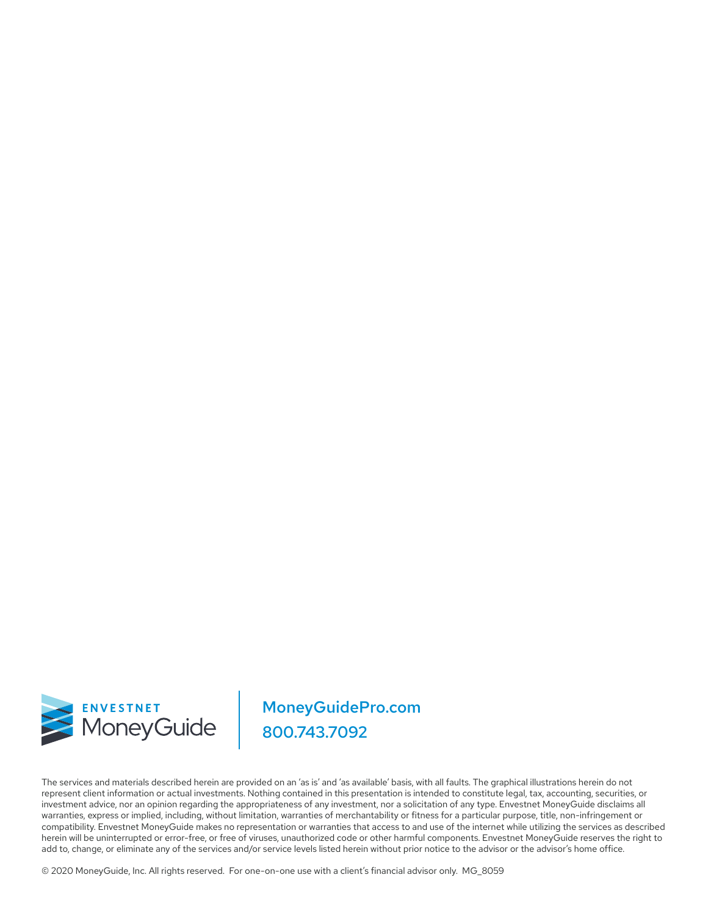ENVESTNET MoneyGuide

MoneyGuidePro.com
800.743.7092

The services and materials described herein are provided on an 'as is' and 'as available' basis, with all faults. The graphical illustrations herein do not represent client information or actual investments. Nothing contained in this presentation is intended to constitute legal, tax, accounting, securities, or investment advice, nor an opinion regarding the appropriateness of any investment, nor a solicitation of any type. Envestnet MoneyGuide disclaims all warranties, express or implied, including, without limitation, warranties of merchantability or fitness for a particular purpose, title, non-infringement or compatibility. Envestnet MoneyGuide makes no representation or warranties that access to and use of the internet while utilizing the services as described herein will be uninterrupted or error-free, or free of viruses, unauthorized code or other harmful components. Envestnet MoneyGuide reserves the right to add to, change, or eliminate any of the services and/or service levels listed herein without prior notice to the advisor or the advisor's home office.

© 2020 MoneyGuide, Inc. All rights reserved. For one-on-one use with a client's financial advisor only. MG_8059